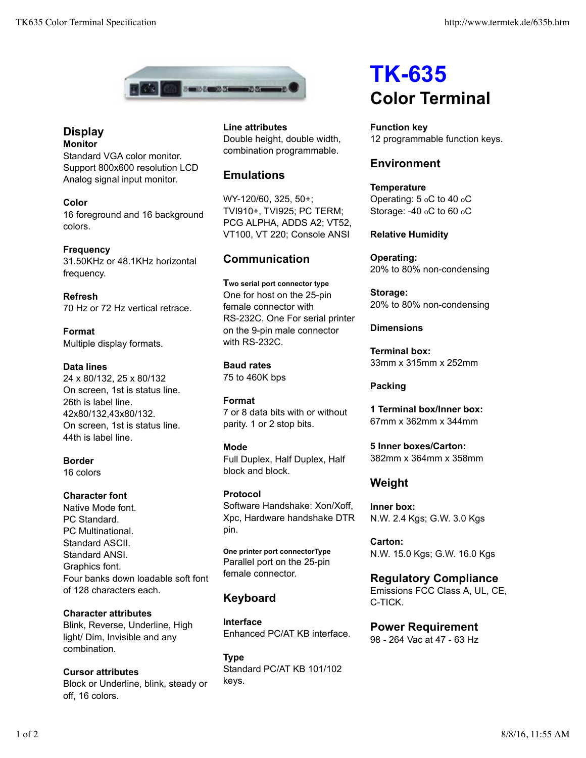# TK-635

## Color Terminal

## Display

### Monitor

Standard VGA color monitor. Support 800x600 resolution LCD Analog signal input monitor.

### Color

16 foreground and 16 background colors.

### Frequency

31.50KHz or 48.1KHz horizontal frequency.

### Refresh

70 Hz or 72 Hz vertical retrace.

### Format

Multiple display formats.

### Data lines

24 x 80/132, 25 x 80/132
On screen, 1st is status line.
26th is label line.
42x80/132,43x80/132.
On screen, 1st is status line.
44th is label line.

### Border

16 colors

### Character font

Native Mode font.
PC Standard.
PC Multinational.
Standard ASCII.
Standard ANSI.
Graphics font.
Four banks down loadable soft font of 128 characters each.

### Character attributes

Blink, Reverse, Underline, High light/ Dim, Invisible and any combination.

### Cursor attributes

Block or Underline, blink, steady or off, 16 colors.

### Line attributes

Double height, double width, combination programmable.

## Emulations

WY-120/60, 325, 50+; TVI910+, TVI925; PC TERM; PCG ALPHA, ADDS A2; VT52, VT100, VT 220; Console ANSI

## Communication

### Two serial port connector type

One for host on the 25-pin female connector with RS-232C. One For serial printer on the 9-pin male connector with RS-232C.

### Baud rates

75 to 460K bps

### Format

7 or 8 data bits with or without parity. 1 or 2 stop bits.

### Mode

Full Duplex, Half Duplex, Half block and block.

### Protocol

Software Handshake: Xon/Xoff, Xpc, Hardware handshake DTR pin.

### One printer port connectorType

Parallel port on the 25-pin female connector.

## Keyboard

### Interface

Enhanced PC/AT KB interface.

### Type

Standard PC/AT KB 101/102 keys.

### Function key

12 programmable function keys.

## Environment

### Temperature

Operating: 5 oC to 40 oC
Storage: -40 oC to 60 oC

### Relative Humidity

**Operating:**
20% to 80% non-condensing

**Storage:**
20% to 80% non-condensing

### Dimensions

**Terminal box:**
33mm x 315mm x 252mm

### Packing

**1 Terminal box/Inner box:**
67mm x 362mm x 344mm

**5 Inner boxes/Carton:**
382mm x 364mm x 358mm

## Weight

**Inner box:**
N.W. 2.4 Kgs; G.W. 3.0 Kgs

**Carton:**
N.W. 15.0 Kgs; G.W. 16.0 Kgs

## Regulatory Compliance

Emissions FCC Class A, UL, CE, C-TICK.

## Power Requirement

98 - 264 Vac at 47 - 63 Hz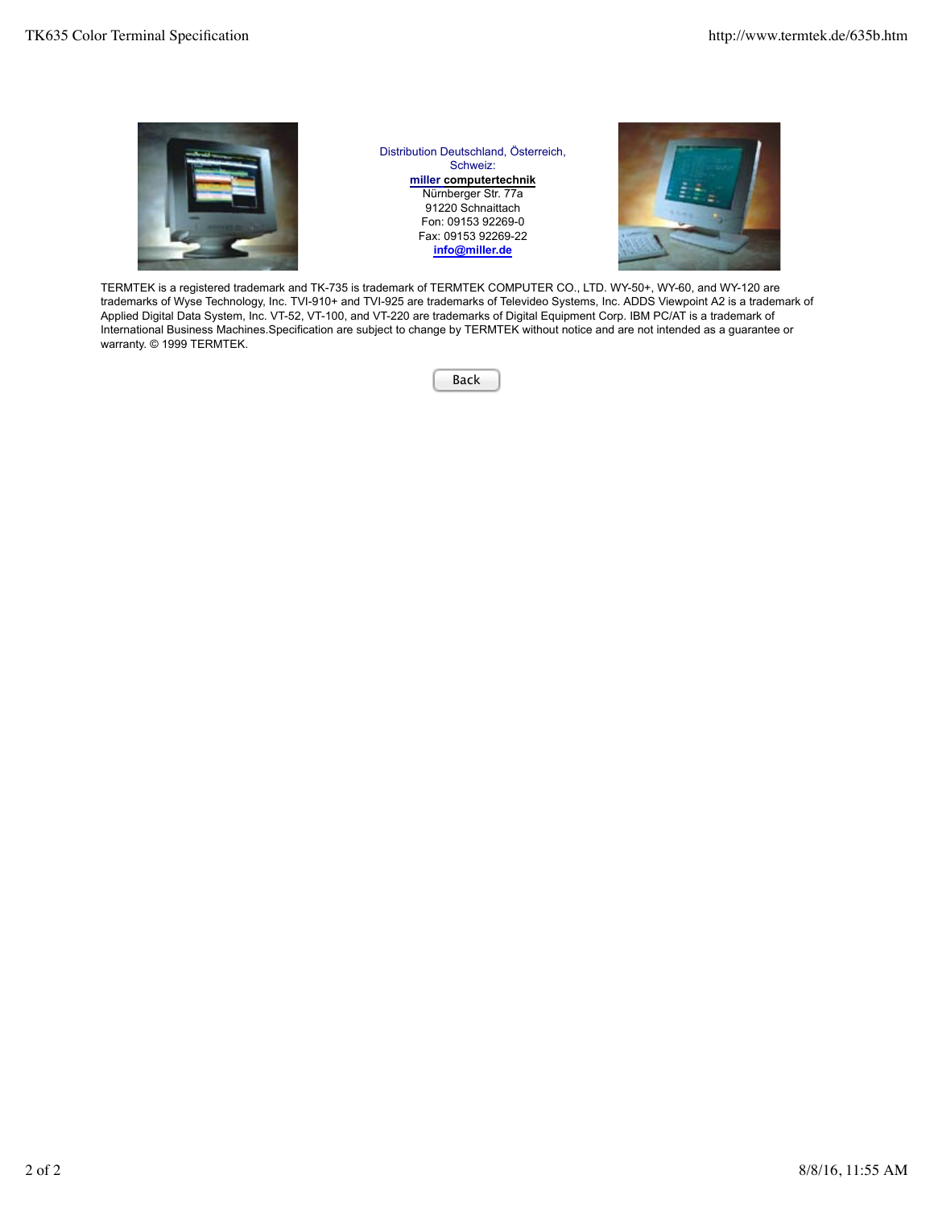Distribution Deutschland, Österreich, Schweiz:
**miller computertechnik**
Nürnberger Str. 77a
91220 Schnaittach
Fon: 09153 92269-0
Fax: 09153 92269-22
**info@miller.de**

TERMTEK is a registered trademark and TK-735 is trademark of TERMTEK COMPUTER CO., LTD. WY-50+, WY-60, and WY-120 are trademarks of Wyse Technology, Inc. TVI-910+ and TVI-925 are trademarks of Televideo Systems, Inc. ADDS Viewpoint A2 is a trademark of Applied Digital Data System, Inc. VT-52, VT-100, and VT-220 are trademarks of Digital Equipment Corp. IBM PC/AT is a trademark of International Business Machines.Specification are subject to change by TERMTEK without notice and are not intended as a guarantee or warranty. © 1999 TERMTEK.

Back